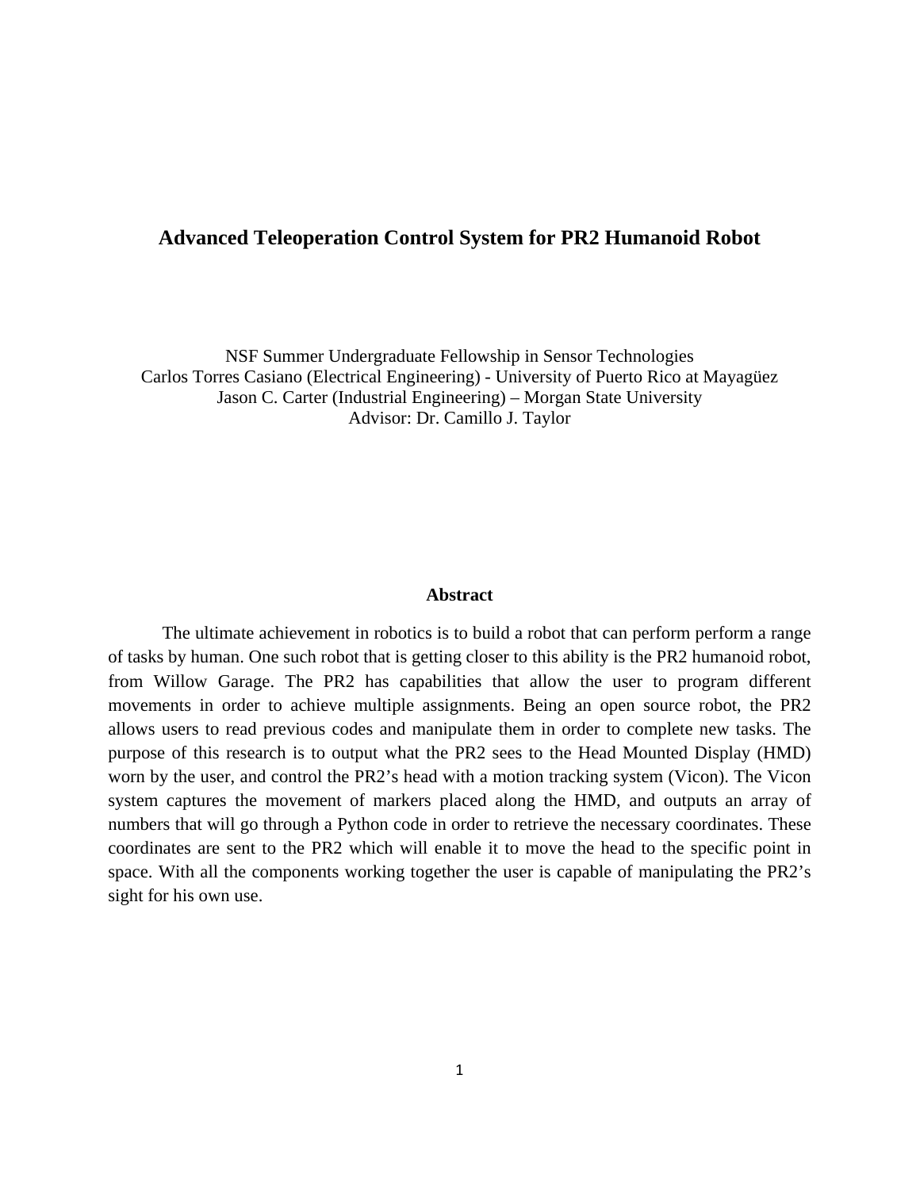# Advanced Teleoperation Control System for PR2 Humanoid Robot

NSF Summer Undergraduate Fellowship in Sensor Technologies
Carlos Torres Casiano (Electrical Engineering) - University of Puerto Rico at Mayagüez
Jason C. Carter (Industrial Engineering) – Morgan State University
Advisor: Dr. Camillo J. Taylor

## Abstract

The ultimate achievement in robotics is to build a robot that can perform perform a range of tasks by human. One such robot that is getting closer to this ability is the PR2 humanoid robot, from Willow Garage. The PR2 has capabilities that allow the user to program different movements in order to achieve multiple assignments. Being an open source robot, the PR2 allows users to read previous codes and manipulate them in order to complete new tasks. The purpose of this research is to output what the PR2 sees to the Head Mounted Display (HMD) worn by the user, and control the PR2's head with a motion tracking system (Vicon). The Vicon system captures the movement of markers placed along the HMD, and outputs an array of numbers that will go through a Python code in order to retrieve the necessary coordinates. These coordinates are sent to the PR2 which will enable it to move the head to the specific point in space. With all the components working together the user is capable of manipulating the PR2's sight for his own use.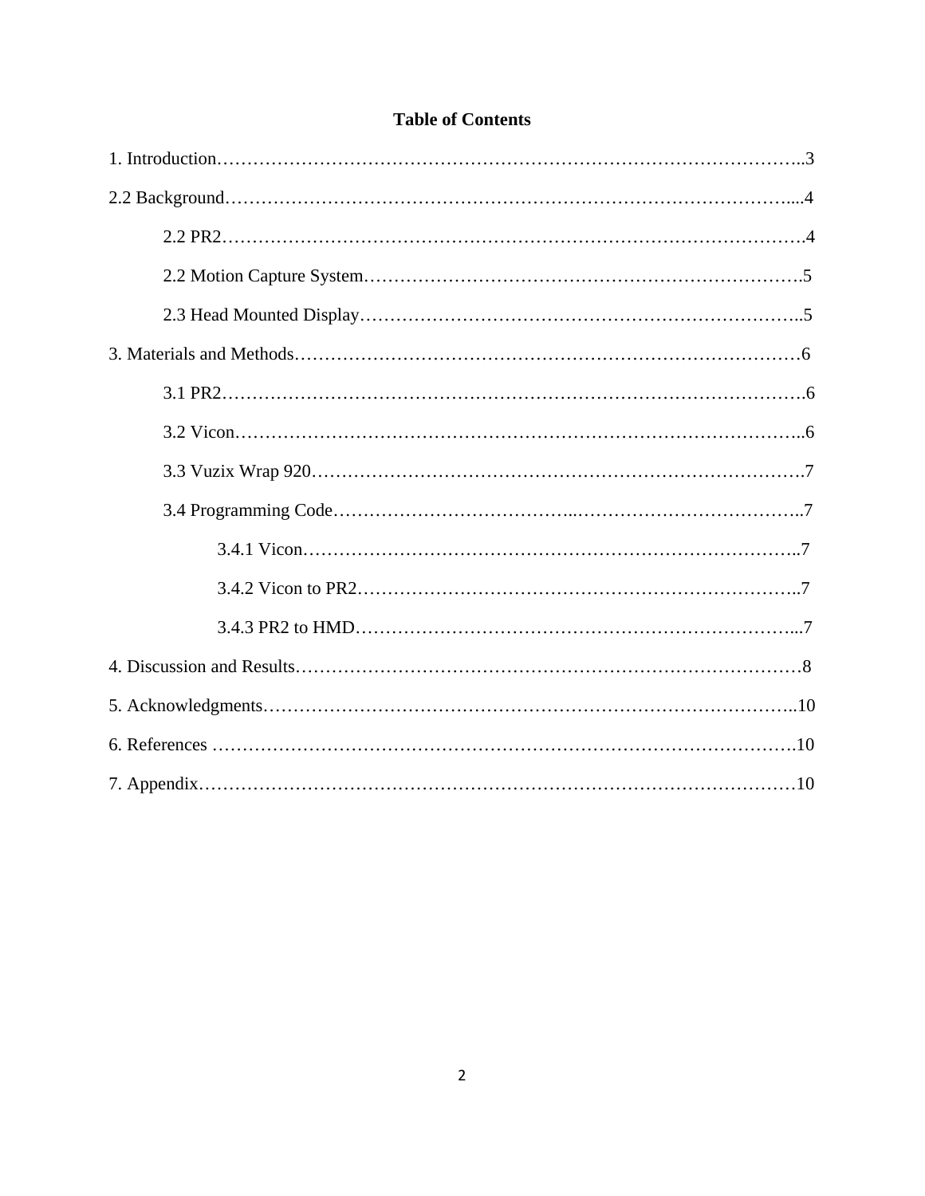**Table of Contents**

1. Introduction……………………………………………………………………………………..3

2.2 Background……………………………………………………………………………....4

 2.2 PR2……………………………………………………………………………………….4

 2.2 Motion Capture System……………………………………………………………….5

 2.3 Head Mounted Display………………………………………………………………..5

3. Materials and Methods…………………………………………………………………………6

 3.1 PR2……………………………………………………………………………………….6

 3.2 Vicon……………………………………………………………………………………..6

 3.3 Vuzix Wrap 920………………………………………………………………………….7

 3.4 Programming Code…………………………………..………………………………..7

  3.4.1 Vicon…………………………………………………………………………..7

  3.4.2 Vicon to PR2…………………………………………………………………..7

  3.4.3 PR2 to HMD…………………………………………………………………...7

4. Discussion and Results…………………………………………………………………………8

5. Acknowledgments……………………………………………………………………………..10

6. References …………………………………………………………………………………….10

7. Appendix………………………………………………………………………………………10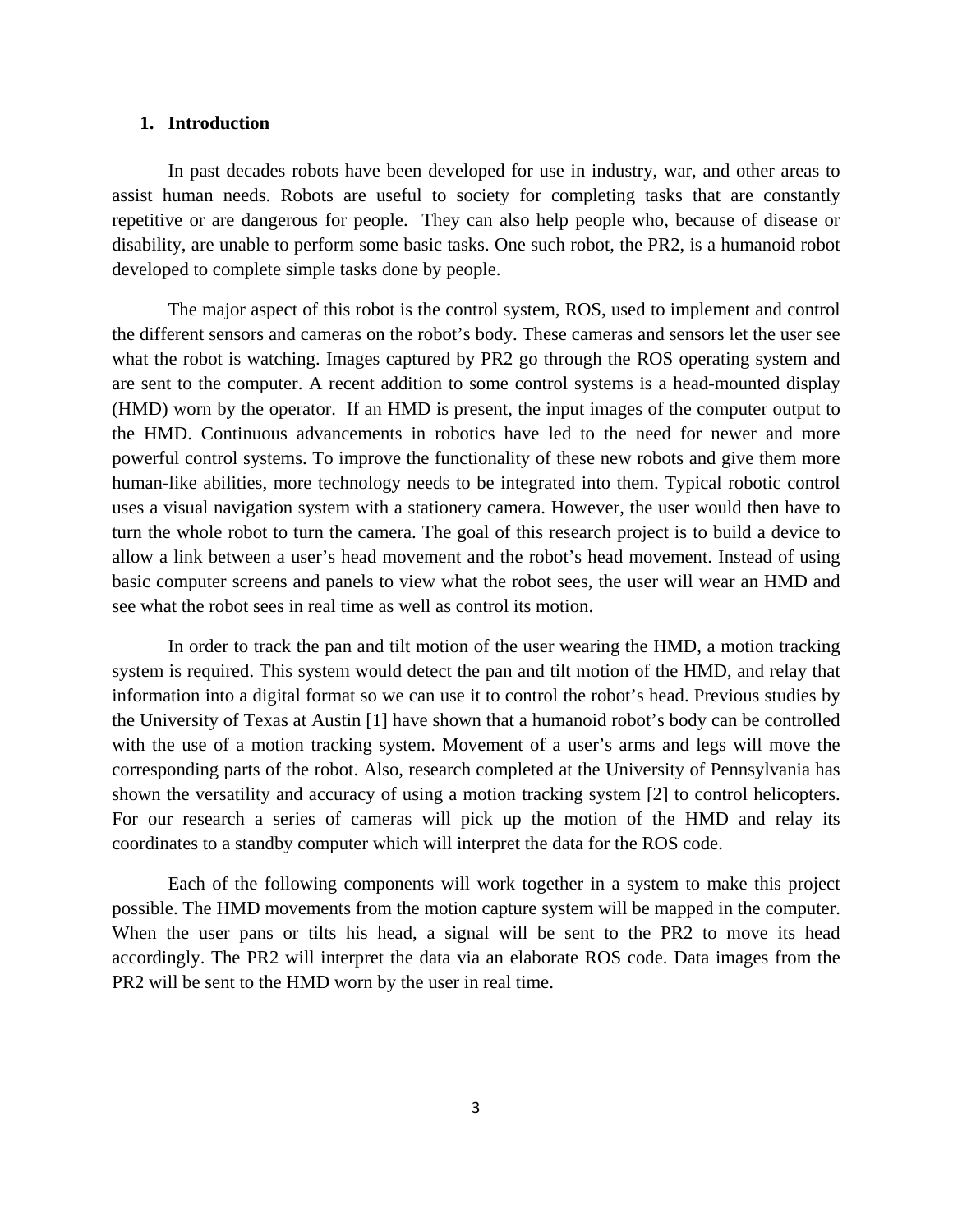## 1. Introduction

In past decades robots have been developed for use in industry, war, and other areas to assist human needs. Robots are useful to society for completing tasks that are constantly repetitive or are dangerous for people. They can also help people who, because of disease or disability, are unable to perform some basic tasks. One such robot, the PR2, is a humanoid robot developed to complete simple tasks done by people.

The major aspect of this robot is the control system, ROS, used to implement and control the different sensors and cameras on the robot's body. These cameras and sensors let the user see what the robot is watching. Images captured by PR2 go through the ROS operating system and are sent to the computer. A recent addition to some control systems is a head-mounted display (HMD) worn by the operator. If an HMD is present, the input images of the computer output to the HMD. Continuous advancements in robotics have led to the need for newer and more powerful control systems. To improve the functionality of these new robots and give them more human-like abilities, more technology needs to be integrated into them. Typical robotic control uses a visual navigation system with a stationery camera. However, the user would then have to turn the whole robot to turn the camera. The goal of this research project is to build a device to allow a link between a user's head movement and the robot's head movement. Instead of using basic computer screens and panels to view what the robot sees, the user will wear an HMD and see what the robot sees in real time as well as control its motion.

In order to track the pan and tilt motion of the user wearing the HMD, a motion tracking system is required. This system would detect the pan and tilt motion of the HMD, and relay that information into a digital format so we can use it to control the robot's head. Previous studies by the University of Texas at Austin [1] have shown that a humanoid robot's body can be controlled with the use of a motion tracking system. Movement of a user's arms and legs will move the corresponding parts of the robot. Also, research completed at the University of Pennsylvania has shown the versatility and accuracy of using a motion tracking system [2] to control helicopters. For our research a series of cameras will pick up the motion of the HMD and relay its coordinates to a standby computer which will interpret the data for the ROS code.

Each of the following components will work together in a system to make this project possible. The HMD movements from the motion capture system will be mapped in the computer. When the user pans or tilts his head, a signal will be sent to the PR2 to move its head accordingly. The PR2 will interpret the data via an elaborate ROS code. Data images from the PR2 will be sent to the HMD worn by the user in real time.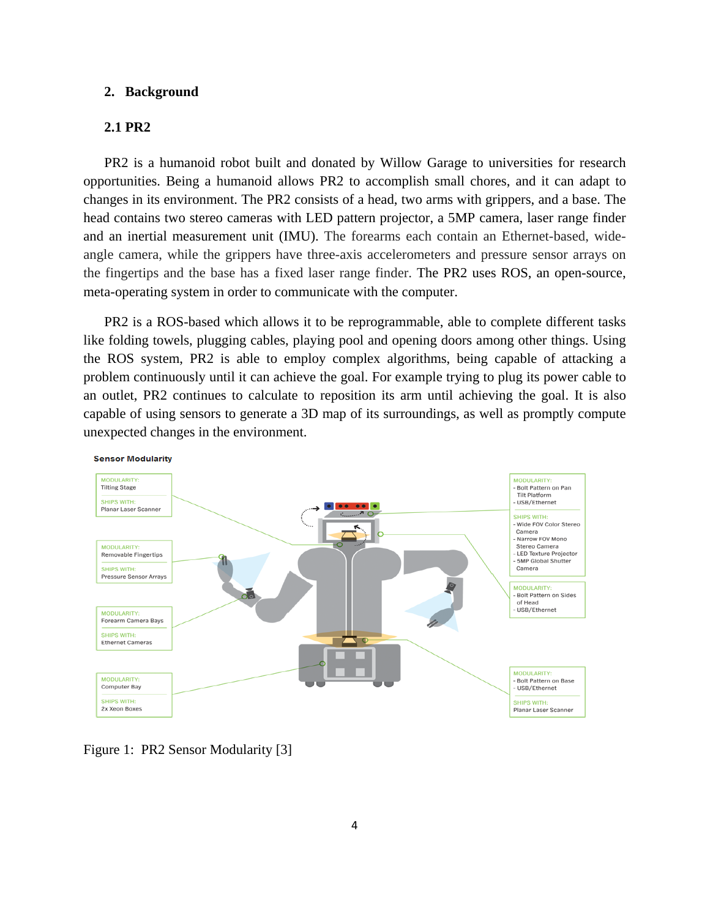## 2. Background

### 2.1 PR2

PR2 is a humanoid robot built and donated by Willow Garage to universities for research opportunities. Being a humanoid allows PR2 to accomplish small chores, and it can adapt to changes in its environment. The PR2 consists of a head, two arms with grippers, and a base. The head contains two stereo cameras with LED pattern projector, a 5MP camera, laser range finder and an inertial measurement unit (IMU). The forearms each contain an Ethernet-based, wide-angle camera, while the grippers have three-axis accelerometers and pressure sensor arrays on the fingertips and the base has a fixed laser range finder. The PR2 uses ROS, an open-source, meta-operating system in order to communicate with the computer.

PR2 is a ROS-based which allows it to be reprogrammable, able to complete different tasks like folding towels, plugging cables, playing pool and opening doors among other things. Using the ROS system, PR2 is able to employ complex algorithms, being capable of attacking a problem continuously until it can achieve the goal. For example trying to plug its power cable to an outlet, PR2 continues to calculate to reposition its arm until achieving the goal. It is also capable of using sensors to generate a 3D map of its surroundings, as well as promptly compute unexpected changes in the environment.

Figure 1: PR2 Sensor Modularity [3]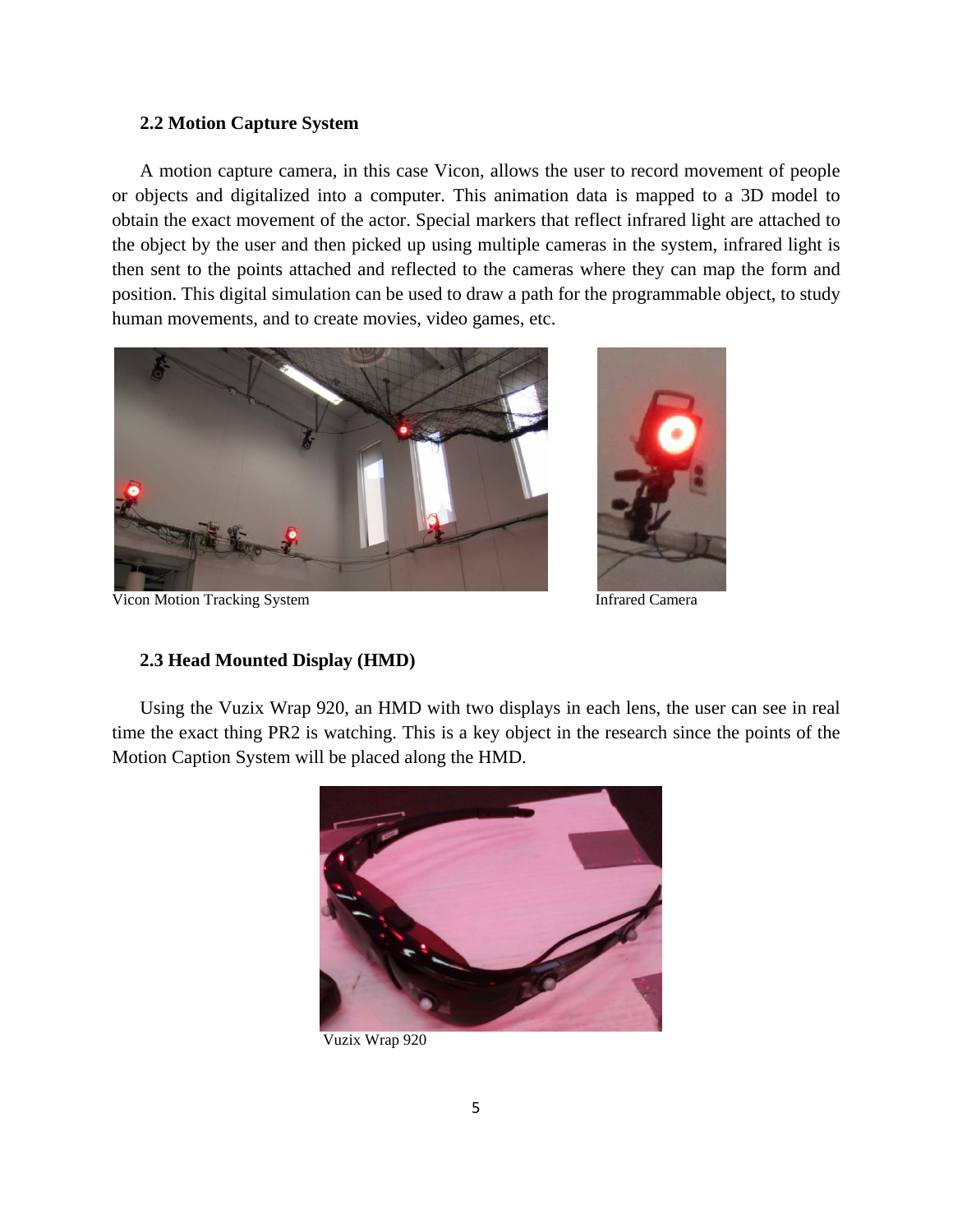### 2.2 Motion Capture System

A motion capture camera, in this case Vicon, allows the user to record movement of people or objects and digitalized into a computer. This animation data is mapped to a 3D model to obtain the exact movement of the actor. Special markers that reflect infrared light are attached to the object by the user and then picked up using multiple cameras in the system, infrared light is then sent to the points attached and reflected to the cameras where they can map the form and position. This digital simulation can be used to draw a path for the programmable object, to study human movements, and to create movies, video games, etc.

Vicon Motion Tracking System

Infrared Camera

### 2.3 Head Mounted Display (HMD)

Using the Vuzix Wrap 920, an HMD with two displays in each lens, the user can see in real time the exact thing PR2 is watching. This is a key object in the research since the points of the Motion Caption System will be placed along the HMD.

Vuzix Wrap 920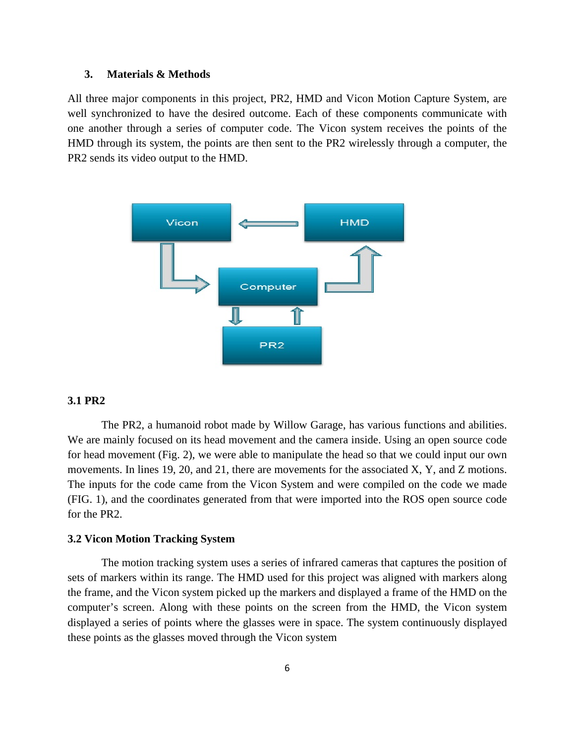## 3. Materials & Methods

All three major components in this project, PR2, HMD and Vicon Motion Capture System, are well synchronized to have the desired outcome. Each of these components communicate with one another through a series of computer code. The Vicon system receives the points of the HMD through its system, the points are then sent to the PR2 wirelessly through a computer, the PR2 sends its video output to the HMD.

### 3.1 PR2

The PR2, a humanoid robot made by Willow Garage, has various functions and abilities. We are mainly focused on its head movement and the camera inside. Using an open source code for head movement (Fig. 2), we were able to manipulate the head so that we could input our own movements. In lines 19, 20, and 21, there are movements for the associated X, Y, and Z motions. The inputs for the code came from the Vicon System and were compiled on the code we made (FIG. 1), and the coordinates generated from that were imported into the ROS open source code for the PR2.

### 3.2 Vicon Motion Tracking System

The motion tracking system uses a series of infrared cameras that captures the position of sets of markers within its range. The HMD used for this project was aligned with markers along the frame, and the Vicon system picked up the markers and displayed a frame of the HMD on the computer's screen. Along with these points on the screen from the HMD, the Vicon system displayed a series of points where the glasses were in space. The system continuously displayed these points as the glasses moved through the Vicon system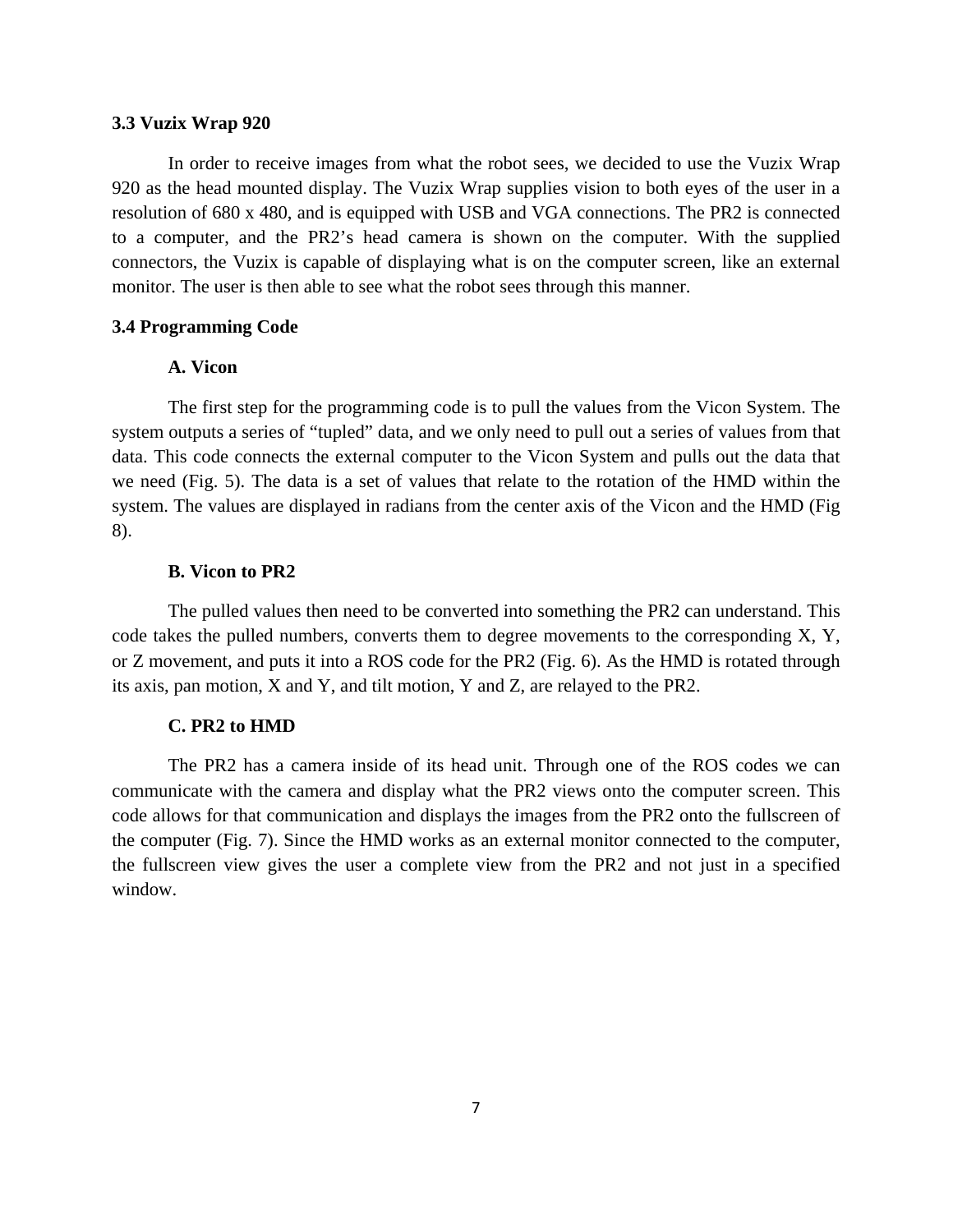### 3.3 Vuzix Wrap 920

In order to receive images from what the robot sees, we decided to use the Vuzix Wrap 920 as the head mounted display. The Vuzix Wrap supplies vision to both eyes of the user in a resolution of 680 x 480, and is equipped with USB and VGA connections. The PR2 is connected to a computer, and the PR2's head camera is shown on the computer. With the supplied connectors, the Vuzix is capable of displaying what is on the computer screen, like an external monitor. The user is then able to see what the robot sees through this manner.

### 3.4 Programming Code

#### A. Vicon

The first step for the programming code is to pull the values from the Vicon System. The system outputs a series of "tupled" data, and we only need to pull out a series of values from that data. This code connects the external computer to the Vicon System and pulls out the data that we need (Fig. 5). The data is a set of values that relate to the rotation of the HMD within the system. The values are displayed in radians from the center axis of the Vicon and the HMD (Fig 8).

#### B. Vicon to PR2

The pulled values then need to be converted into something the PR2 can understand. This code takes the pulled numbers, converts them to degree movements to the corresponding X, Y, or Z movement, and puts it into a ROS code for the PR2 (Fig. 6). As the HMD is rotated through its axis, pan motion, X and Y, and tilt motion, Y and Z, are relayed to the PR2.

#### C. PR2 to HMD

The PR2 has a camera inside of its head unit. Through one of the ROS codes we can communicate with the camera and display what the PR2 views onto the computer screen. This code allows for that communication and displays the images from the PR2 onto the fullscreen of the computer (Fig. 7). Since the HMD works as an external monitor connected to the computer, the fullscreen view gives the user a complete view from the PR2 and not just in a specified window.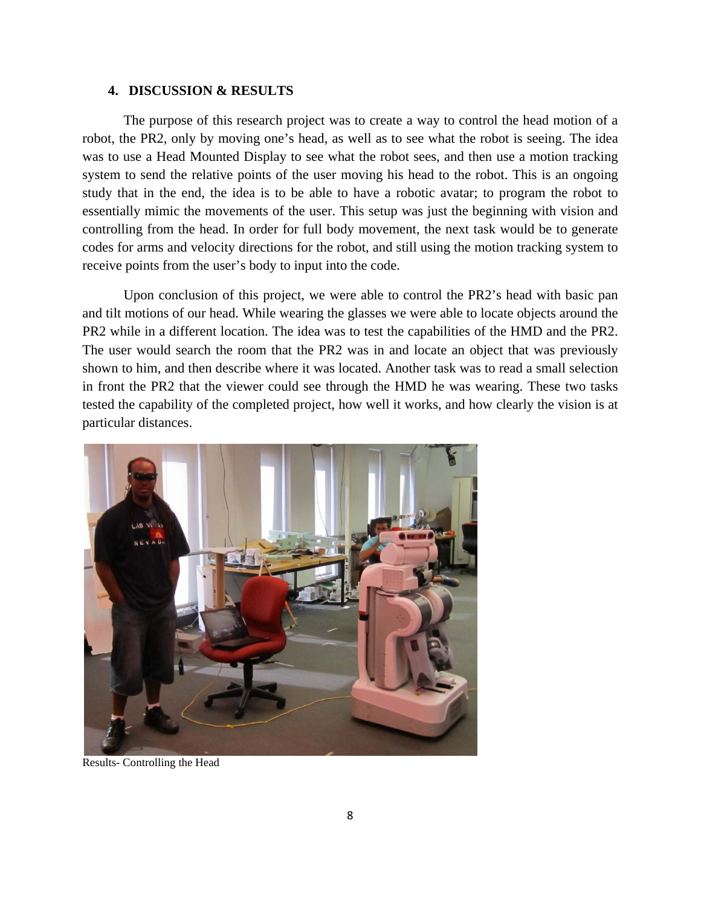## 4. DISCUSSION & RESULTS

The purpose of this research project was to create a way to control the head motion of a robot, the PR2, only by moving one's head, as well as to see what the robot is seeing. The idea was to use a Head Mounted Display to see what the robot sees, and then use a motion tracking system to send the relative points of the user moving his head to the robot. This is an ongoing study that in the end, the idea is to be able to have a robotic avatar; to program the robot to essentially mimic the movements of the user. This setup was just the beginning with vision and controlling from the head. In order for full body movement, the next task would be to generate codes for arms and velocity directions for the robot, and still using the motion tracking system to receive points from the user's body to input into the code.

Upon conclusion of this project, we were able to control the PR2's head with basic pan and tilt motions of our head. While wearing the glasses we were able to locate objects around the PR2 while in a different location. The idea was to test the capabilities of the HMD and the PR2. The user would search the room that the PR2 was in and locate an object that was previously shown to him, and then describe where it was located. Another task was to read a small selection in front the PR2 that the viewer could see through the HMD he was wearing. These two tasks tested the capability of the completed project, how well it works, and how clearly the vision is at particular distances.

Results- Controlling the Head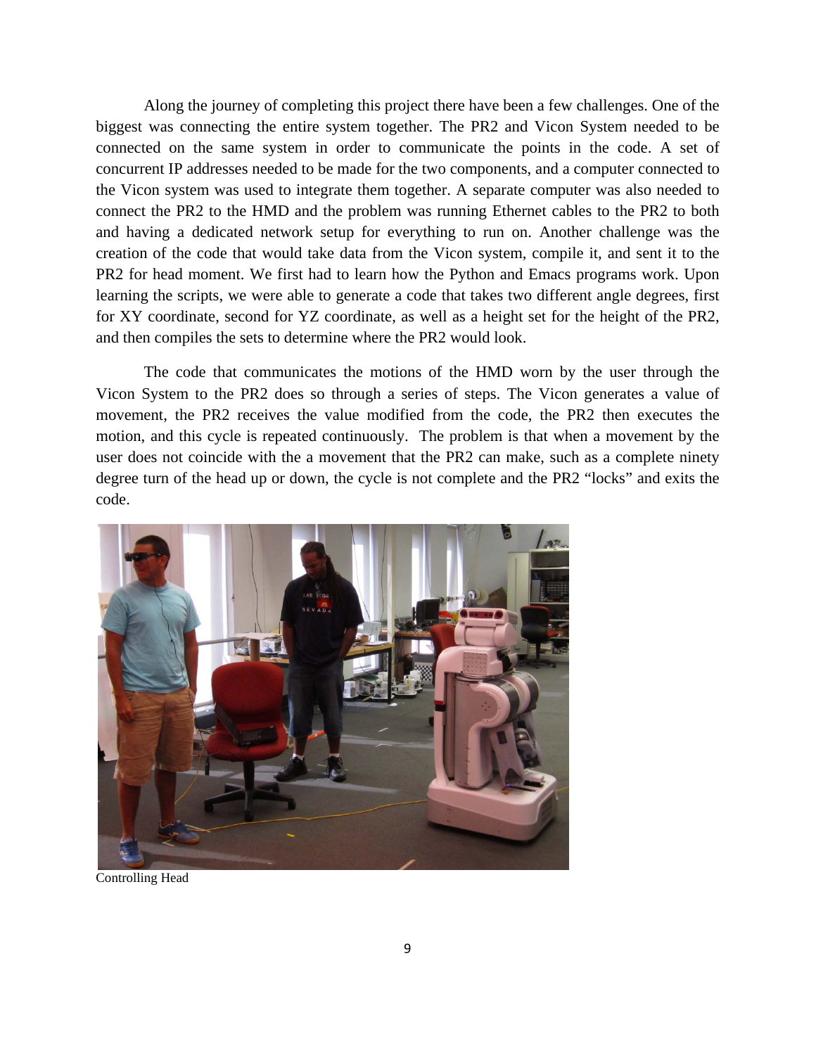Along the journey of completing this project there have been a few challenges. One of the biggest was connecting the entire system together. The PR2 and Vicon System needed to be connected on the same system in order to communicate the points in the code. A set of concurrent IP addresses needed to be made for the two components, and a computer connected to the Vicon system was used to integrate them together. A separate computer was also needed to connect the PR2 to the HMD and the problem was running Ethernet cables to the PR2 to both and having a dedicated network setup for everything to run on. Another challenge was the creation of the code that would take data from the Vicon system, compile it, and sent it to the PR2 for head moment. We first had to learn how the Python and Emacs programs work. Upon learning the scripts, we were able to generate a code that takes two different angle degrees, first for XY coordinate, second for YZ coordinate, as well as a height set for the height of the PR2, and then compiles the sets to determine where the PR2 would look.

The code that communicates the motions of the HMD worn by the user through the Vicon System to the PR2 does so through a series of steps. The Vicon generates a value of movement, the PR2 receives the value modified from the code, the PR2 then executes the motion, and this cycle is repeated continuously. The problem is that when a movement by the user does not coincide with the a movement that the PR2 can make, such as a complete ninety degree turn of the head up or down, the cycle is not complete and the PR2 "locks" and exits the code.

Controlling Head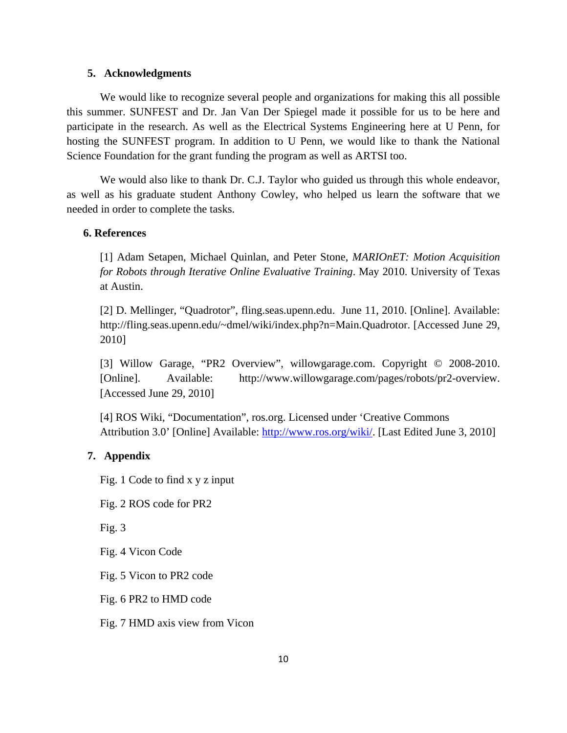## 5. Acknowledgments

We would like to recognize several people and organizations for making this all possible this summer. SUNFEST and Dr. Jan Van Der Spiegel made it possible for us to be here and participate in the research. As well as the Electrical Systems Engineering here at U Penn, for hosting the SUNFEST program. In addition to U Penn, we would like to thank the National Science Foundation for the grant funding the program as well as ARTSI too.

We would also like to thank Dr. C.J. Taylor who guided us through this whole endeavor, as well as his graduate student Anthony Cowley, who helped us learn the software that we needed in order to complete the tasks.

## 6. References

[1] Adam Setapen, Michael Quinlan, and Peter Stone, *MARIOnET: Motion Acquisition for Robots through Iterative Online Evaluative Training*. May 2010. University of Texas at Austin.

[2] D. Mellinger, "Quadrotor", fling.seas.upenn.edu. June 11, 2010. [Online]. Available: http://fling.seas.upenn.edu/~dmel/wiki/index.php?n=Main.Quadrotor. [Accessed June 29, 2010]

[3] Willow Garage, "PR2 Overview", willowgarage.com. Copyright © 2008-2010. [Online]. Available: http://www.willowgarage.com/pages/robots/pr2-overview. [Accessed June 29, 2010]

[4] ROS Wiki, "Documentation", ros.org. Licensed under 'Creative Commons Attribution 3.0' [Online] Available: http://www.ros.org/wiki/. [Last Edited June 3, 2010]

## 7. Appendix

Fig. 1 Code to find x y z input

Fig. 2 ROS code for PR2

Fig. 3

Fig. 4 Vicon Code

Fig. 5 Vicon to PR2 code

Fig. 6 PR2 to HMD code

Fig. 7 HMD axis view from Vicon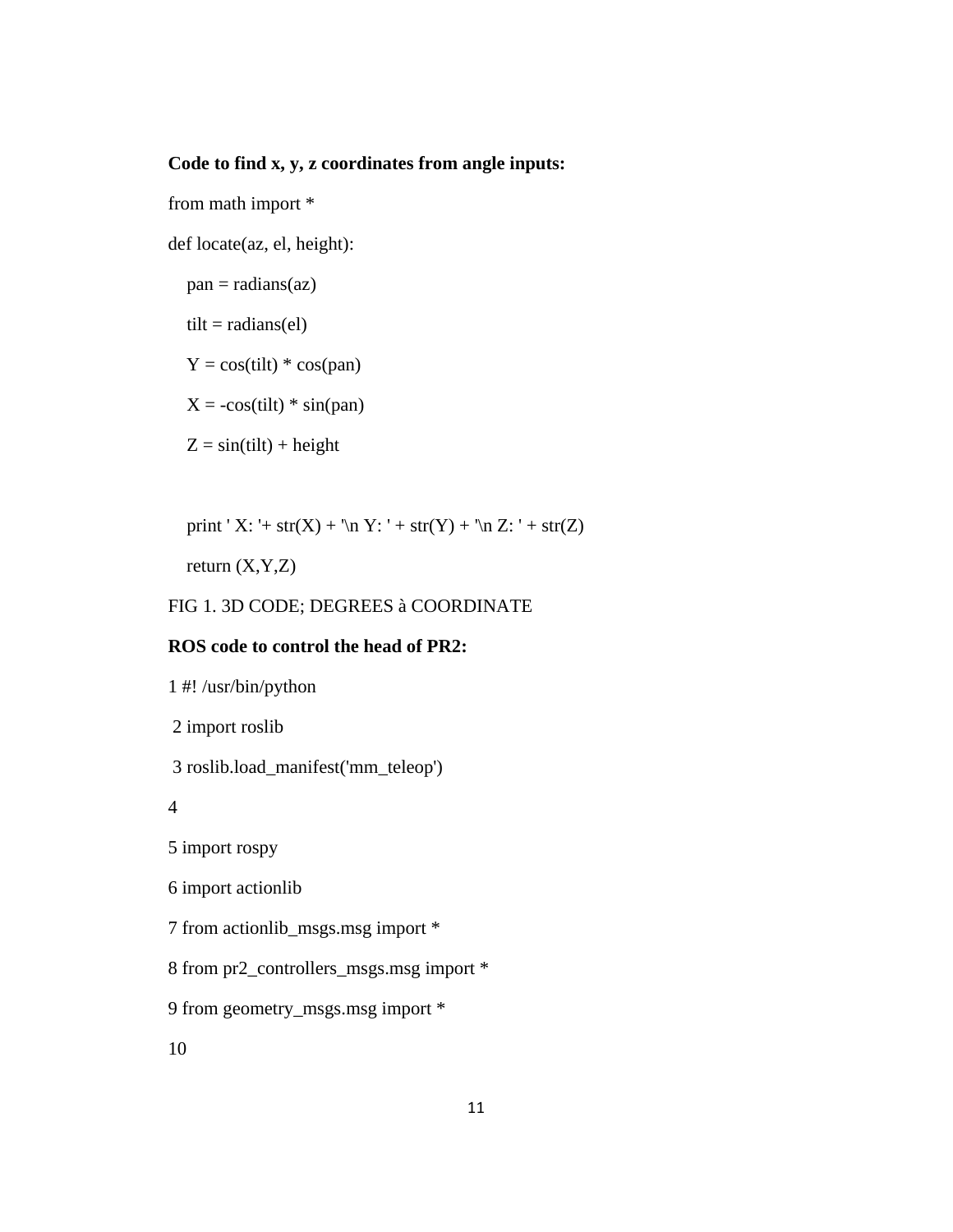**Code to find x, y, z coordinates from angle inputs:**

```
from math import *

def locate(az, el, height):

    pan = radians(az)

    tilt = radians(el)

    Y = cos(tilt) * cos(pan)

    X = -cos(tilt) * sin(pan)

    Z = sin(tilt) + height


    print ' X: '+ str(X) + '\n Y: ' + str(Y) + '\n Z: ' + str(Z)

    return (X,Y,Z)
```

FIG 1. 3D CODE; DEGREES à COORDINATE

**ROS code to control the head of PR2:**

```
1 #! /usr/bin/python

 2 import roslib

 3 roslib.load_manifest('mm_teleop')

4

5 import rospy

6 import actionlib

7 from actionlib_msgs.msg import *

8 from pr2_controllers_msgs.msg import *

9 from geometry_msgs.msg import *

10
```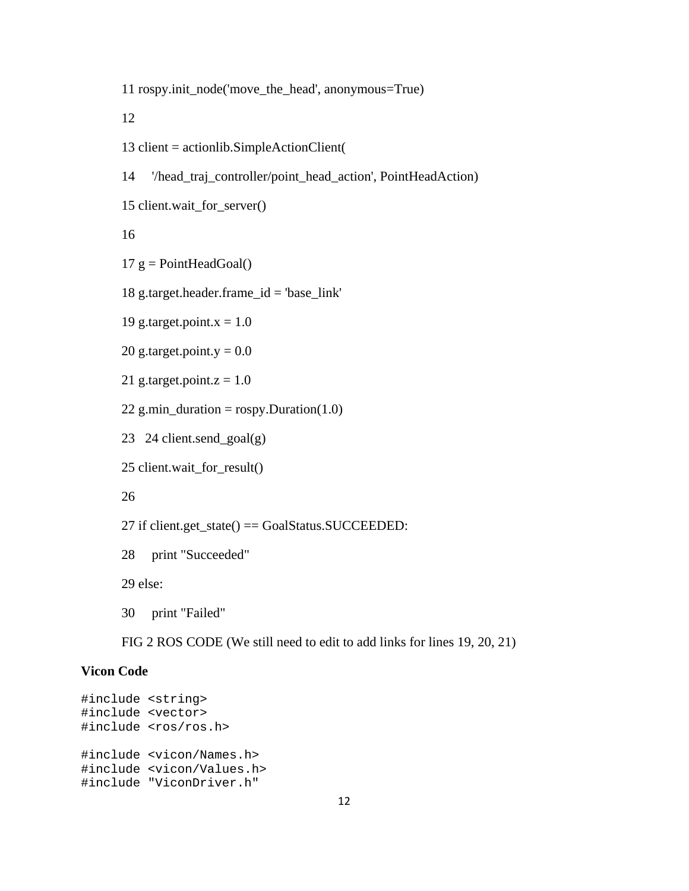```
11 rospy.init_node('move_the_head', anonymous=True)

12

13 client = actionlib.SimpleActionClient(

14     '/head_traj_controller/point_head_action', PointHeadAction)

15 client.wait_for_server()

16

17 g = PointHeadGoal()

18 g.target.header.frame_id = 'base_link'

19 g.target.point.x = 1.0

20 g.target.point.y = 0.0

21 g.target.point.z = 1.0

22 g.min_duration = rospy.Duration(1.0)

23   24 client.send_goal(g)

25 client.wait_for_result()

26

27 if client.get_state() == GoalStatus.SUCCEEDED:

28     print "Succeeded"

29 else:

30     print "Failed"
```

FIG 2 ROS CODE (We still need to edit to add links for lines 19, 20, 21)

**Vicon Code**

```
#include <string>
#include <vector>
#include <ros/ros.h>

#include <vicon/Names.h>
#include <vicon/Values.h>
#include "ViconDriver.h"
```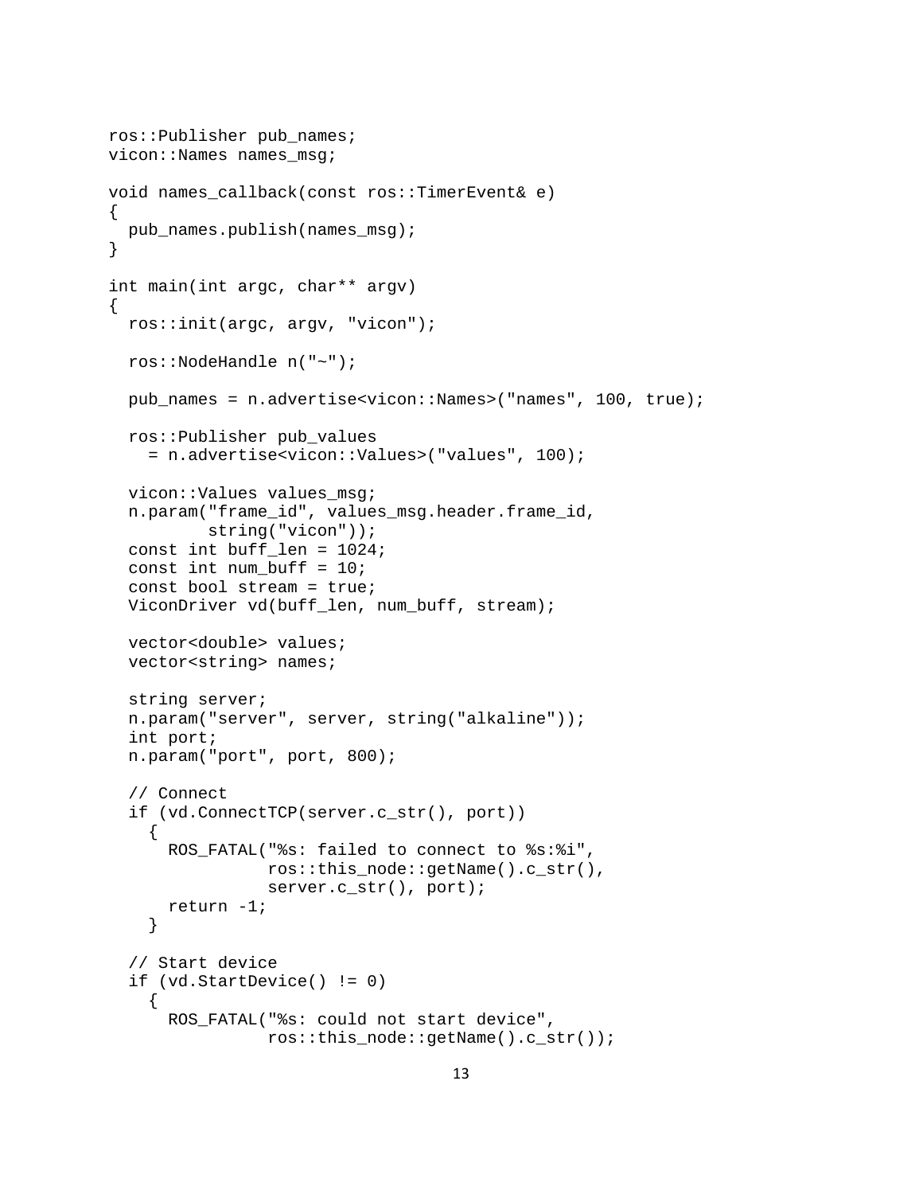```
ros::Publisher pub_names;
vicon::Names names_msg;

void names_callback(const ros::TimerEvent& e)
{
  pub_names.publish(names_msg);
}

int main(int argc, char** argv)
{
  ros::init(argc, argv, "vicon");

  ros::NodeHandle n("~");

  pub_names = n.advertise<vicon::Names>("names", 100, true);

  ros::Publisher pub_values
    = n.advertise<vicon::Values>("values", 100);

  vicon::Values values_msg;
  n.param("frame_id", values_msg.header.frame_id,
          string("vicon"));
  const int buff_len = 1024;
  const int num_buff = 10;
  const bool stream = true;
  ViconDriver vd(buff_len, num_buff, stream);

  vector<double> values;
  vector<string> names;

  string server;
  n.param("server", server, string("alkaline"));
  int port;
  n.param("port", port, 800);

  // Connect
  if (vd.ConnectTCP(server.c_str(), port))
    {
      ROS_FATAL("%s: failed to connect to %s:%i",
                ros::this_node::getName().c_str(),
                server.c_str(), port);
      return -1;
    }

  // Start device
  if (vd.StartDevice() != 0)
    {
      ROS_FATAL("%s: could not start device",
                ros::this_node::getName().c_str());
```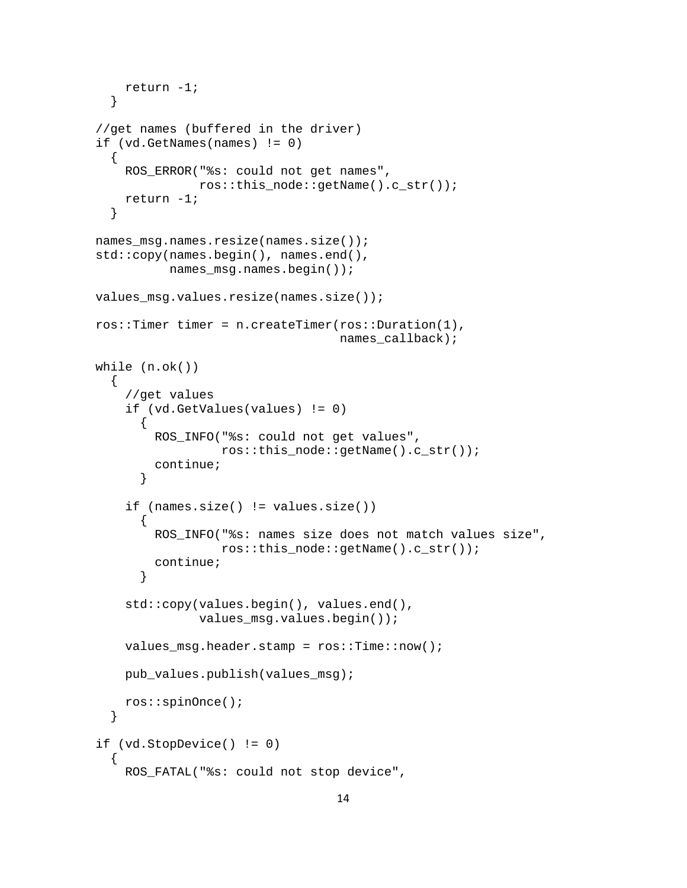```
    return -1;
  }

//get names (buffered in the driver)
if (vd.GetNames(names) != 0)
  {
    ROS_ERROR("%s: could not get names",
              ros::this_node::getName().c_str());
    return -1;
  }

names_msg.names.resize(names.size());
std::copy(names.begin(), names.end(),
          names_msg.names.begin());

values_msg.values.resize(names.size());

ros::Timer timer = n.createTimer(ros::Duration(1),
                                 names_callback);

while (n.ok())
  {
    //get values
    if (vd.GetValues(values) != 0)
      {
        ROS_INFO("%s: could not get values",
                 ros::this_node::getName().c_str());
        continue;
      }

    if (names.size() != values.size())
      {
        ROS_INFO("%s: names size does not match values size",
                 ros::this_node::getName().c_str());
        continue;
      }

    std::copy(values.begin(), values.end(),
              values_msg.values.begin());

    values_msg.header.stamp = ros::Time::now();

    pub_values.publish(values_msg);

    ros::spinOnce();
  }

if (vd.StopDevice() != 0)
  {
    ROS_FATAL("%s: could not stop device",
```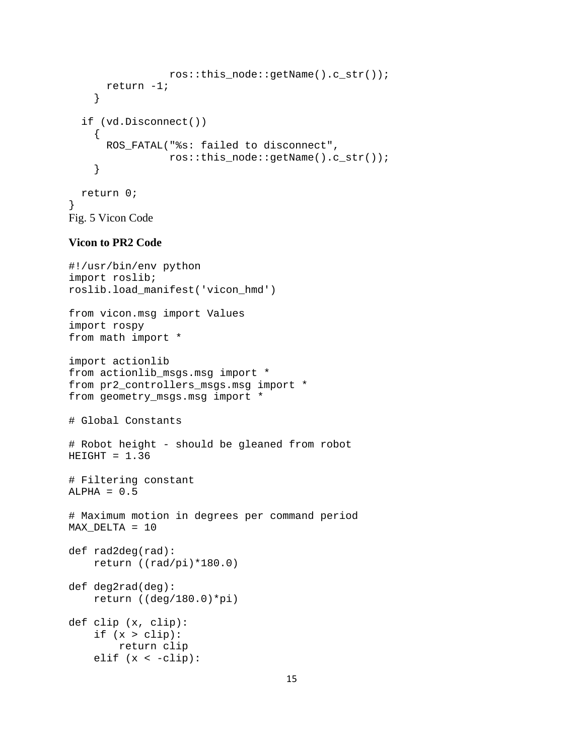```
                ros::this_node::getName().c_str());
      return -1;
    }

  if (vd.Disconnect())
    {
      ROS_FATAL("%s: failed to disconnect",
                ros::this_node::getName().c_str());
    }

  return 0;
}
```

Fig. 5 Vicon Code

**Vicon to PR2 Code**

```
#!/usr/bin/env python
import roslib;
roslib.load_manifest('vicon_hmd')

from vicon.msg import Values
import rospy
from math import *

import actionlib
from actionlib_msgs.msg import *
from pr2_controllers_msgs.msg import *
from geometry_msgs.msg import *

# Global Constants

# Robot height - should be gleaned from robot
HEIGHT = 1.36

# Filtering constant
ALPHA = 0.5

# Maximum motion in degrees per command period
MAX_DELTA = 10

def rad2deg(rad):
    return ((rad/pi)*180.0)

def deg2rad(deg):
    return ((deg/180.0)*pi)

def clip (x, clip):
    if (x > clip):
        return clip
    elif (x < -clip):
```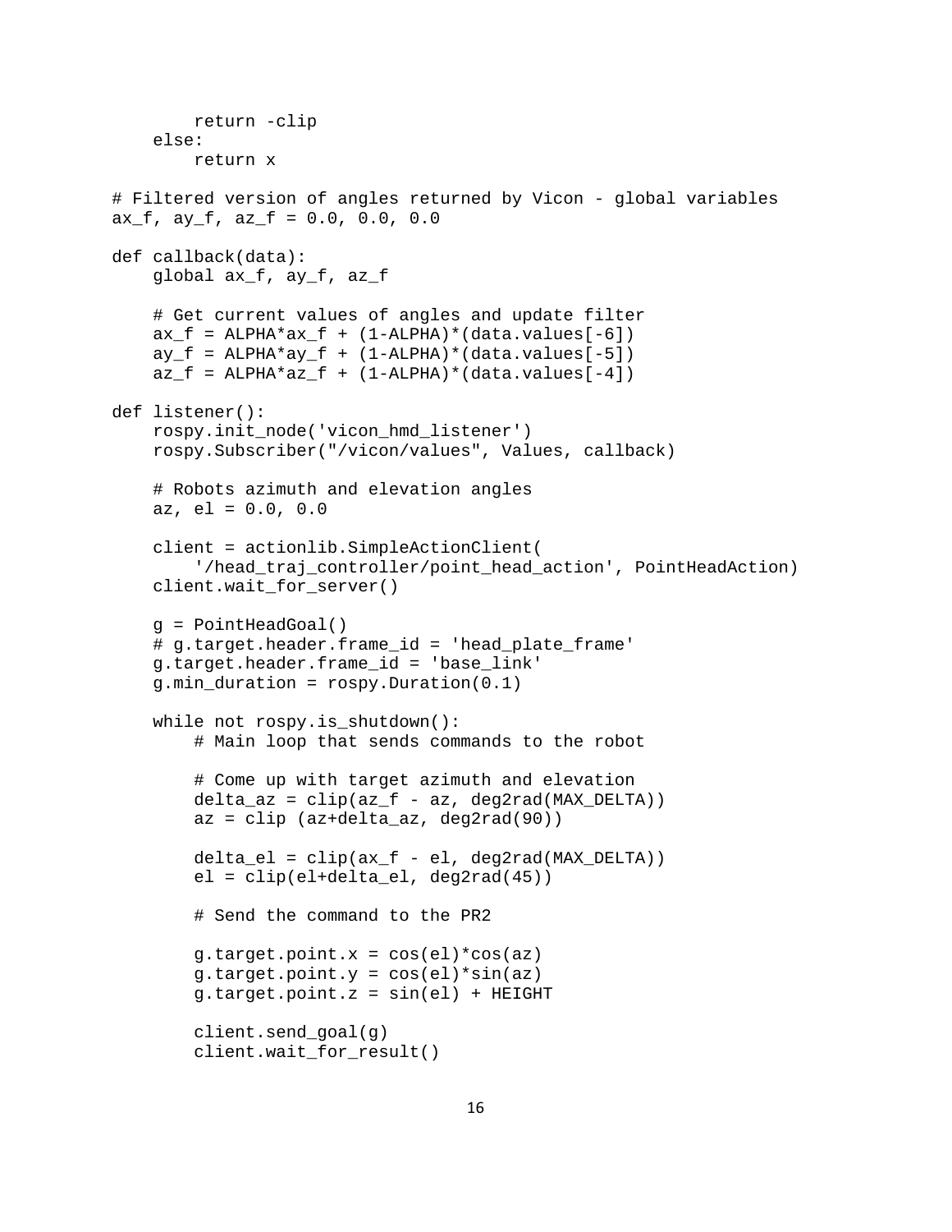```
        return -clip
    else:
        return x

# Filtered version of angles returned by Vicon - global variables
ax_f, ay_f, az_f = 0.0, 0.0, 0.0

def callback(data):
    global ax_f, ay_f, az_f

    # Get current values of angles and update filter
    ax_f = ALPHA*ax_f + (1-ALPHA)*(data.values[-6])
    ay_f = ALPHA*ay_f + (1-ALPHA)*(data.values[-5])
    az_f = ALPHA*az_f + (1-ALPHA)*(data.values[-4])

def listener():
    rospy.init_node('vicon_hmd_listener')
    rospy.Subscriber("/vicon/values", Values, callback)

    # Robots azimuth and elevation angles
    az, el = 0.0, 0.0

    client = actionlib.SimpleActionClient(
        '/head_traj_controller/point_head_action', PointHeadAction)
    client.wait_for_server()

    g = PointHeadGoal()
    # g.target.header.frame_id = 'head_plate_frame'
    g.target.header.frame_id = 'base_link'
    g.min_duration = rospy.Duration(0.1)

    while not rospy.is_shutdown():
        # Main loop that sends commands to the robot

        # Come up with target azimuth and elevation
        delta_az = clip(az_f - az, deg2rad(MAX_DELTA))
        az = clip (az+delta_az, deg2rad(90))

        delta_el = clip(ax_f - el, deg2rad(MAX_DELTA))
        el = clip(el+delta_el, deg2rad(45))

        # Send the command to the PR2

        g.target.point.x = cos(el)*cos(az)
        g.target.point.y = cos(el)*sin(az)
        g.target.point.z = sin(el) + HEIGHT

        client.send_goal(g)
        client.wait_for_result()
```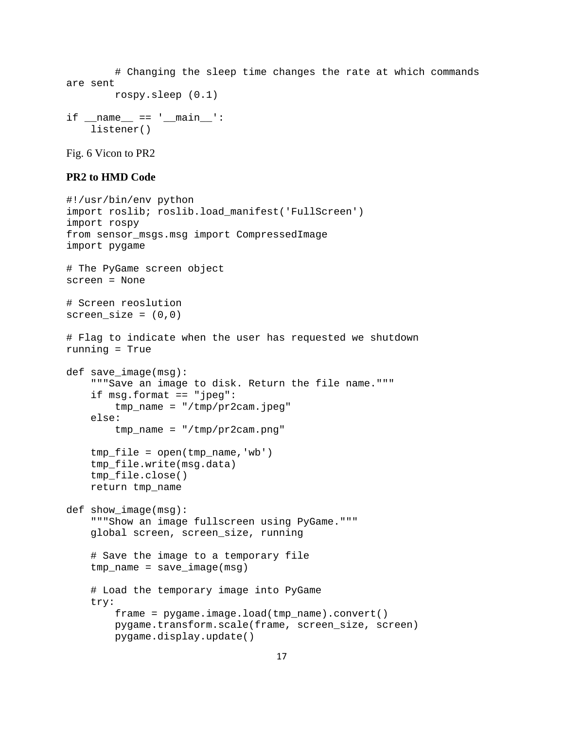```
        # Changing the sleep time changes the rate at which commands
are sent
        rospy.sleep (0.1)

if __name__ == '__main__':
    listener()
```

Fig. 6 Vicon to PR2

**PR2 to HMD Code**

```
#!/usr/bin/env python
import roslib; roslib.load_manifest('FullScreen')
import rospy
from sensor_msgs.msg import CompressedImage
import pygame

# The PyGame screen object
screen = None

# Screen reoslution
screen_size = (0,0)

# Flag to indicate when the user has requested we shutdown
running = True

def save_image(msg):
    """Save an image to disk. Return the file name."""
    if msg.format == "jpeg":
        tmp_name = "/tmp/pr2cam.jpeg"
    else:
        tmp_name = "/tmp/pr2cam.png"

    tmp_file = open(tmp_name,'wb')
    tmp_file.write(msg.data)
    tmp_file.close()
    return tmp_name

def show_image(msg):
    """Show an image fullscreen using PyGame."""
    global screen, screen_size, running

    # Save the image to a temporary file
    tmp_name = save_image(msg)

    # Load the temporary image into PyGame
    try:
        frame = pygame.image.load(tmp_name).convert()
        pygame.transform.scale(frame, screen_size, screen)
        pygame.display.update()
```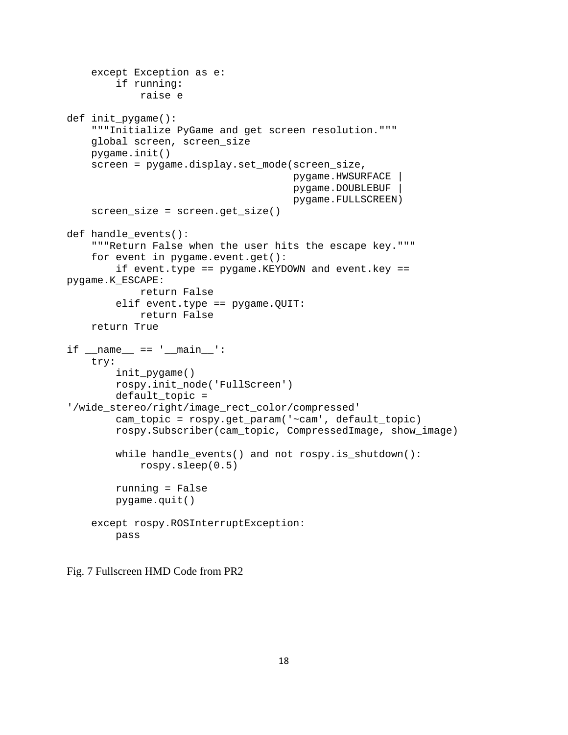```
    except Exception as e:
        if running:
            raise e

def init_pygame():
    """Initialize PyGame and get screen resolution."""
    global screen, screen_size
    pygame.init()
    screen = pygame.display.set_mode(screen_size,
                                     pygame.HWSURFACE |
                                     pygame.DOUBLEBUF |
                                     pygame.FULLSCREEN)
    screen_size = screen.get_size()

def handle_events():
    """Return False when the user hits the escape key."""
    for event in pygame.event.get():
        if event.type == pygame.KEYDOWN and event.key ==
pygame.K_ESCAPE:
            return False
        elif event.type == pygame.QUIT:
            return False
    return True

if __name__ == '__main__':
    try:
        init_pygame()
        rospy.init_node('FullScreen')
        default_topic =
'/wide_stereo/right/image_rect_color/compressed'
        cam_topic = rospy.get_param('~cam', default_topic)
        rospy.Subscriber(cam_topic, CompressedImage, show_image)

        while handle_events() and not rospy.is_shutdown():
            rospy.sleep(0.5)

        running = False
        pygame.quit()

    except rospy.ROSInterruptException:
        pass
```

Fig. 7 Fullscreen HMD Code from PR2